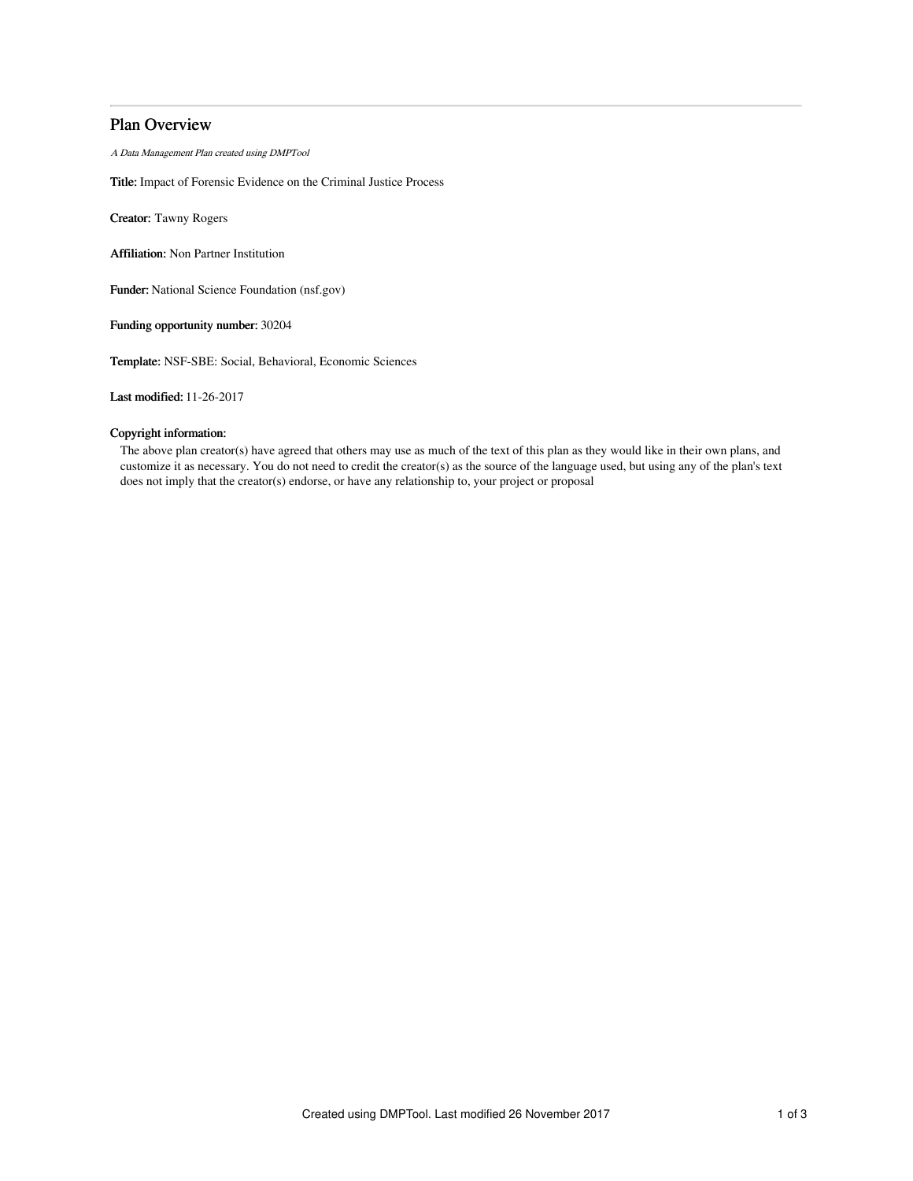# Plan Overview

*A Data Management Plan created using DMPTool*

**Title:** Impact of Forensic Evidence on the Criminal Justice Process

**Creator:** Tawny Rogers

**Affiliation:** Non Partner Institution

**Funder:** National Science Foundation (nsf.gov)

**Funding opportunity number:** 30204

**Template:** NSF-SBE: Social, Behavioral, Economic Sciences

**Last modified:** 11-26-2017

**Copyright information:**

The above plan creator(s) have agreed that others may use as much of the text of this plan as they would like in their own plans, and customize it as necessary. You do not need to credit the creator(s) as the source of the language used, but using any of the plan's text does not imply that the creator(s) endorse, or have any relationship to, your project or proposal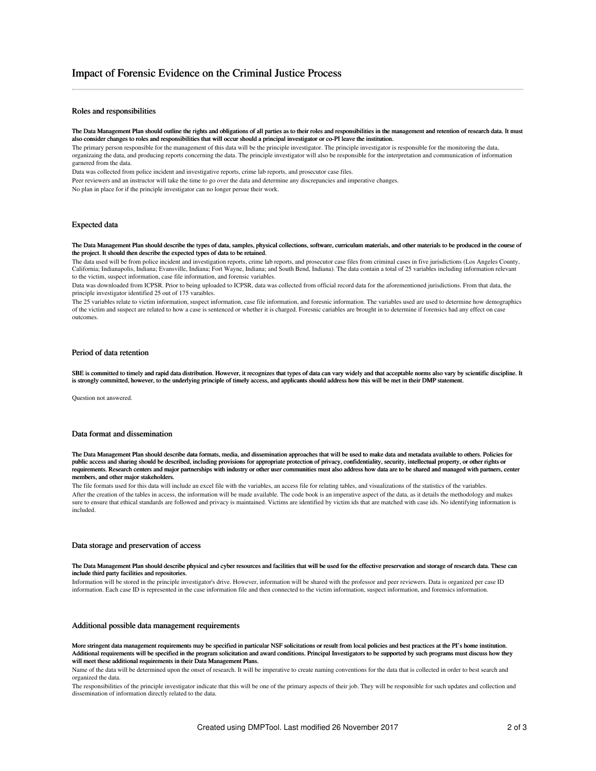# Impact of Forensic Evidence on the Criminal Justice Process

## Roles and responsibilities

**The Data Management Plan should outline the rights and obligations of all parties as to their roles and responsibilities in the management and retention of research data. It must also consider changes to roles and responsibilities that will occur should a principal investigator or co-PI leave the institution.**

The primary person responsible for the management of this data will be the principle investigator. The principle investigator is responsible for the monitoring the data, organizaing the data, and producing reports concerning the data. The principle investigator will also be responsible for the interpretation and communication of information garnered from the data.

Data was collected from police incident and investigative reports, crime lab reports, and prosecutor case files.

Peer reviewers and an instructor will take the time to go over the data and determine any discrepancies and imperative changes.

No plan in place for if the principle investigator can no longer persue their work.

## Expected data

**The Data Management Plan should describe the types of data, samples, physical collections, software, curriculum materials, and other materials to be produced in the course of the project. It should then describe the expected types of data to be retained.**

The data used will be from police incident and investigation reports, crime lab reports, and prosecutor case files from criminal cases in five jurisdictions (Los Angeles County, California; Indianapolis, Indiana; Evansville, Indiana; Fort Wayne, Indiana; and South Bend, Indiana). The data contain a total of 25 variables including information relevant to the victim, suspect information, case file information, and forensic variables.

Data was downloaded from ICPSR. Prior to being uploaded to ICPSR, data was collected from official record data for the aforementioned jurisdictions. From that data, the principle investigator identified 25 out of 175 varaibles.

The 25 variables relate to victim information, suspect information, case file information, and foresnic information. The variables used are used to determine how demographics of the victim and suspect are related to how a case is sentenced or whether it is charged. Foresnic cariables are brought in to determine if forensics had any effect on case outcomes.

## Period of data retention

**SBE is committed to timely and rapid data distribution. However, it recognizes that types of data can vary widely and that acceptable norms also vary by scientific discipline. It is strongly committed, however, to the underlying principle of timely access, and applicants should address how this will be met in their DMP statement.**

Question not answered.

## Data format and dissemination

**The Data Management Plan should describe data formats, media, and dissemination approaches that will be used to make data and metadata available to others. Policies for public access and sharing should be described, including provisions for appropriate protection of privacy, confidentiality, security, intellectual property, or other rights or requirements. Research centers and major partnerships with industry or other user communities must also address how data are to be shared and managed with partners, center members, and other major stakeholders.**

The file formats used for this data will include an excel file with the variables, an access file for relating tables, and visualizations of the statistics of the variables.

After the creation of the tables in access, the information will be made available. The code book is an imperative aspect of the data, as it details the methodology and makes sure to ensure that ethical standards are followed and privacy is maintained. Victims are identified by victim ids that are matched with case ids. No identifying information is included.

## Data storage and preservation of access

**The Data Management Plan should describe physical and cyber resources and facilities that will be used for the effective preservation and storage of research data. These can include third party facilities and repositories.**

Information will be stored in the principle investigator's drive. However, information will be shared with the professor and peer reviewers. Data is organized per case ID information. Each case ID is represented in the case information file and then connected to the victim information, suspect information, and forensics information.

## Additional possible data management requirements

**More stringent data management requirements may be specified in particular NSF solicitations or result from local policies and best practices at the PI's home institution. Additional requirements will be specified in the program solicitation and award conditions. Principal Investigators to be supported by such programs must discuss how they will meet these additional requirements in their Data Management Plans.**

Name of the data will be determined upon the onset of research. It will be imperative to create naming conventions for the data that is collected in order to best search and organized the data.

The responsibilities of the principle investigator indicate that this will be one of the primary aspects of their job. They will be responsible for such updates and collection and dissemination of information directly related to the data.

Created using DMPTool. Last modified 26 November 2017